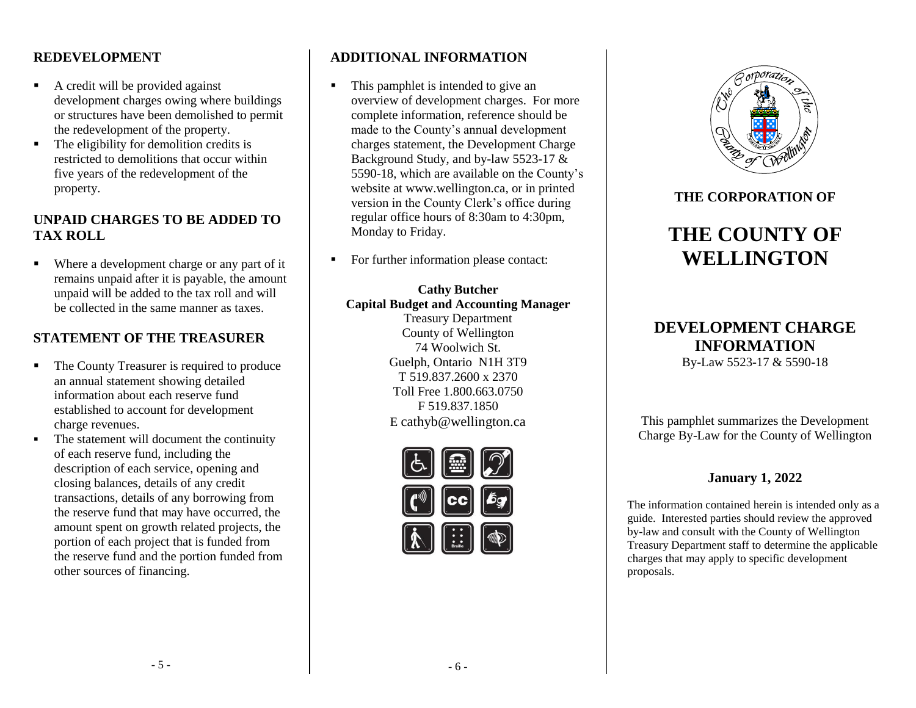## REDEVELOPMENT

- A credit will be provided against development charges owing where buildings or structures have been demolished to permit the redevelopment of the property.
- The eligibility for demolition credits is restricted to demolitions that occur within five years of the redevelopment of the property.

## UNPAID CHARGES TO BE ADDED TO TAX ROLL

- Where a development charge or any part of it remains unpaid after it is payable, the amount unpaid will be added to the tax roll and will be collected in the same manner as taxes.

## STATEMENT OF THE TREASURER

- The County Treasurer is required to produce an annual statement showing detailed information about each reserve fund established to account for development charge revenues.
- The statement will document the continuity of each reserve fund, including the description of each service, opening and closing balances, details of any credit transactions, details of any borrowing from the reserve fund that may have occurred, the amount spent on growth related projects, the portion of each project that is funded from the reserve fund and the portion funded from other sources of financing.

## ADDITIONAL INFORMATION

- This pamphlet is intended to give an overview of development charges. For more complete information, reference should be made to the County's annual development charges statement, the Development Charge Background Study, and by-law 5523-17 & 5590-18, which are available on the County's website at www.wellington.ca, or in printed version in the County Clerk's office during regular office hours of 8:30am to 4:30pm, Monday to Friday.
- For further information please contact:

**Cathy Butcher**
**Capital Budget and Accounting Manager**
Treasury Department
County of Wellington
74 Woolwich St.
Guelph, Ontario N1H 3T9
T 519.837.2600 x 2370
Toll Free 1.800.663.0750
F 519.837.1850
E cathyb@wellington.ca

**THE CORPORATION OF**

# THE COUNTY OF WELLINGTON

## DEVELOPMENT CHARGE INFORMATION

By-Law 5523-17 & 5590-18

This pamphlet summarizes the Development Charge By-Law for the County of Wellington

**January 1, 2022**

The information contained herein is intended only as a guide. Interested parties should review the approved by-law and consult with the County of Wellington Treasury Department staff to determine the applicable charges that may apply to specific development proposals.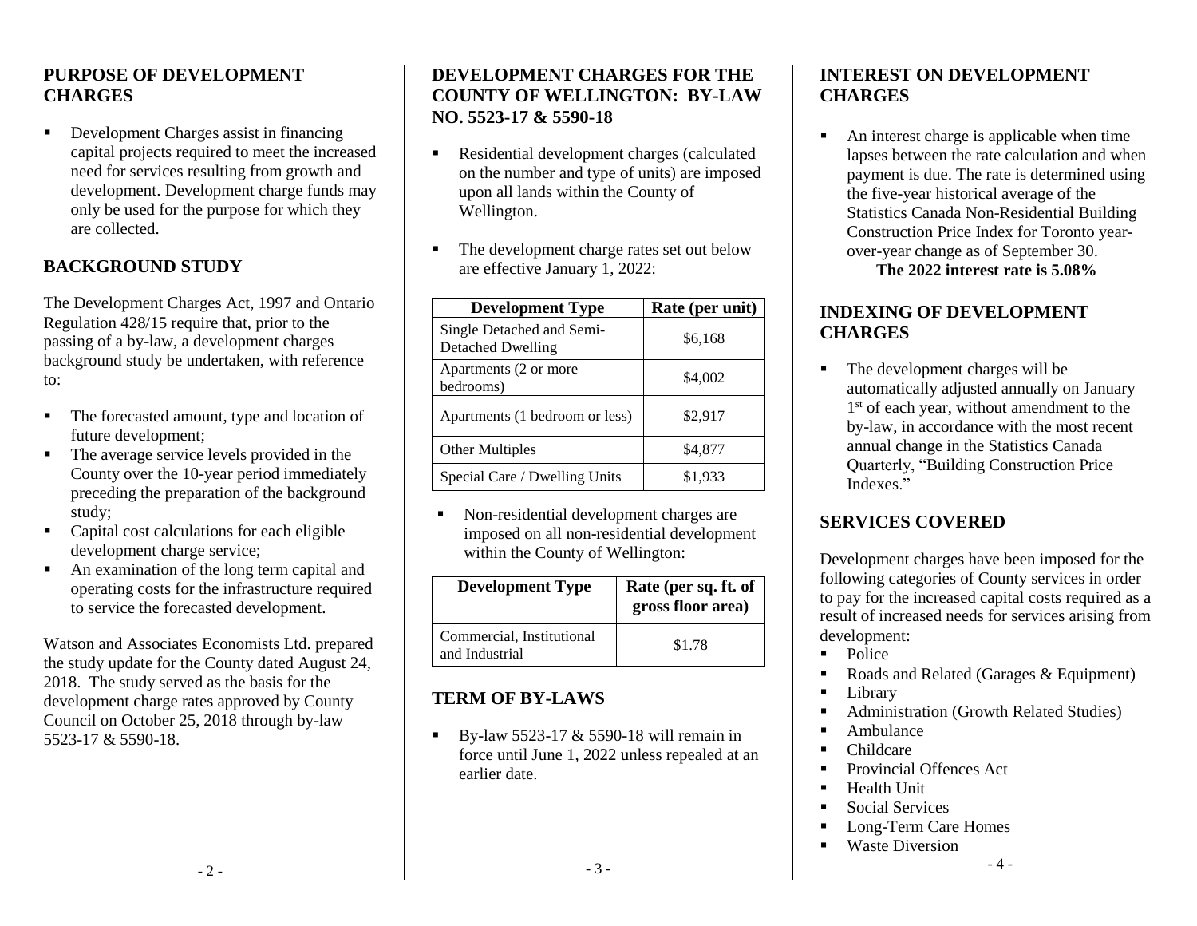## PURPOSE OF DEVELOPMENT CHARGES

- Development Charges assist in financing capital projects required to meet the increased need for services resulting from growth and development. Development charge funds may only be used for the purpose for which they are collected.

## BACKGROUND STUDY

The Development Charges Act, 1997 and Ontario Regulation 428/15 require that, prior to the passing of a by-law, a development charges background study be undertaken, with reference to:

- The forecasted amount, type and location of future development;
- The average service levels provided in the County over the 10-year period immediately preceding the preparation of the background study;
- Capital cost calculations for each eligible development charge service;
- An examination of the long term capital and operating costs for the infrastructure required to service the forecasted development.

Watson and Associates Economists Ltd. prepared the study update for the County dated August 24, 2018. The study served as the basis for the development charge rates approved by County Council on October 25, 2018 through by-law 5523-17 & 5590-18.

## DEVELOPMENT CHARGES FOR THE COUNTY OF WELLINGTON: BY-LAW NO. 5523-17 & 5590-18

- Residential development charges (calculated on the number and type of units) are imposed upon all lands within the County of Wellington.

- The development charge rates set out below are effective January 1, 2022:

| Development Type | Rate (per unit) |
|---|---|
| Single Detached and Semi-Detached Dwelling | $6,168 |
| Apartments (2 or more bedrooms) | $4,002 |
| Apartments (1 bedroom or less) | $2,917 |
| Other Multiples | $4,877 |
| Special Care / Dwelling Units | $1,933 |

- Non-residential development charges are imposed on all non-residential development within the County of Wellington:

| Development Type | Rate (per sq. ft. of gross floor area) |
|---|---|
| Commercial, Institutional and Industrial | $1.78 |

## TERM OF BY-LAWS

- By-law 5523-17 & 5590-18 will remain in force until June 1, 2022 unless repealed at an earlier date.

## INTEREST ON DEVELOPMENT CHARGES

- An interest charge is applicable when time lapses between the rate calculation and when payment is due. The rate is determined using the five-year historical average of the Statistics Canada Non-Residential Building Construction Price Index for Toronto year-over-year change as of September 30.
  **The 2022 interest rate is 5.08%**

## INDEXING OF DEVELOPMENT CHARGES

- The development charges will be automatically adjusted annually on January 1st of each year, without amendment to the by-law, in accordance with the most recent annual change in the Statistics Canada Quarterly, "Building Construction Price Indexes."

## SERVICES COVERED

Development charges have been imposed for the following categories of County services in order to pay for the increased capital costs required as a result of increased needs for services arising from development:

- Police
- Roads and Related (Garages & Equipment)
- Library
- Administration (Growth Related Studies)
- Ambulance
- Childcare
- Provincial Offences Act
- Health Unit
- Social Services
- Long-Term Care Homes
- Waste Diversion